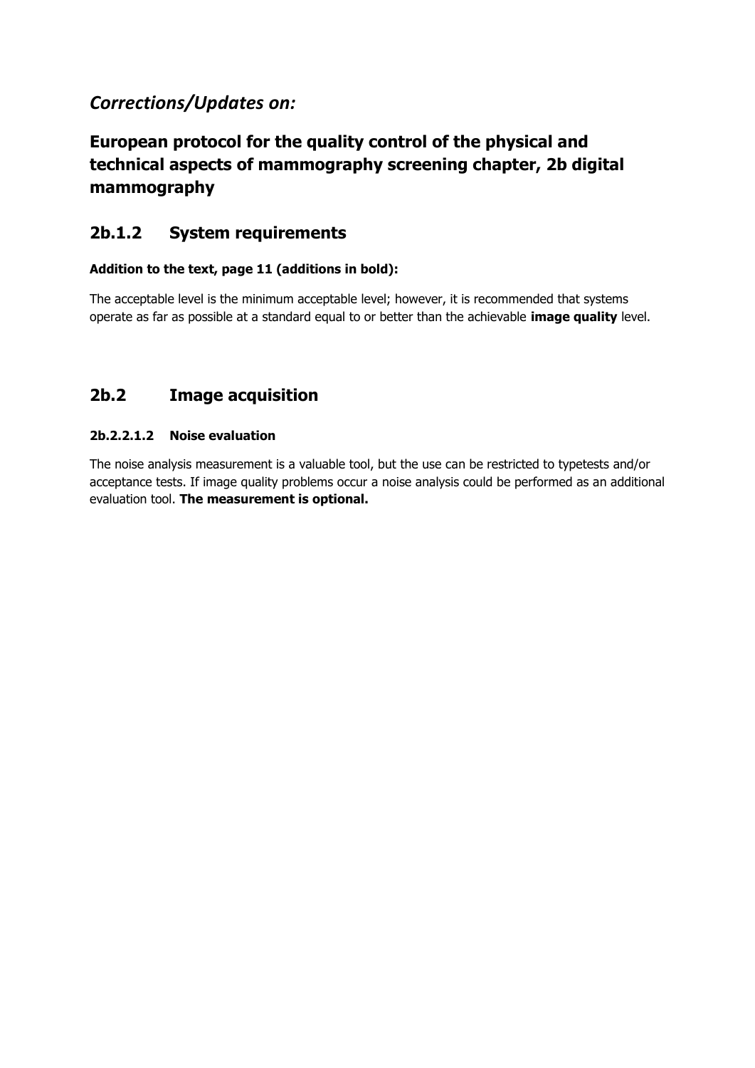# *Corrections/Updates on:*

# European protocol for the quality control of the physical and technical aspects of mammography screening chapter, 2b digital mammography

## 2b.1.2 System requirements

**Addition to the text, page 11 (additions in bold):**

The acceptable level is the minimum acceptable level; however, it is recommended that systems operate as far as possible at a standard equal to or better than the achievable **image quality** level.

## 2b.2 Image acquisition

#### 2b.2.2.1.2 Noise evaluation

The noise analysis measurement is a valuable tool, but the use can be restricted to typetests and/or acceptance tests. If image quality problems occur a noise analysis could be performed as an additional evaluation tool. **The measurement is optional.**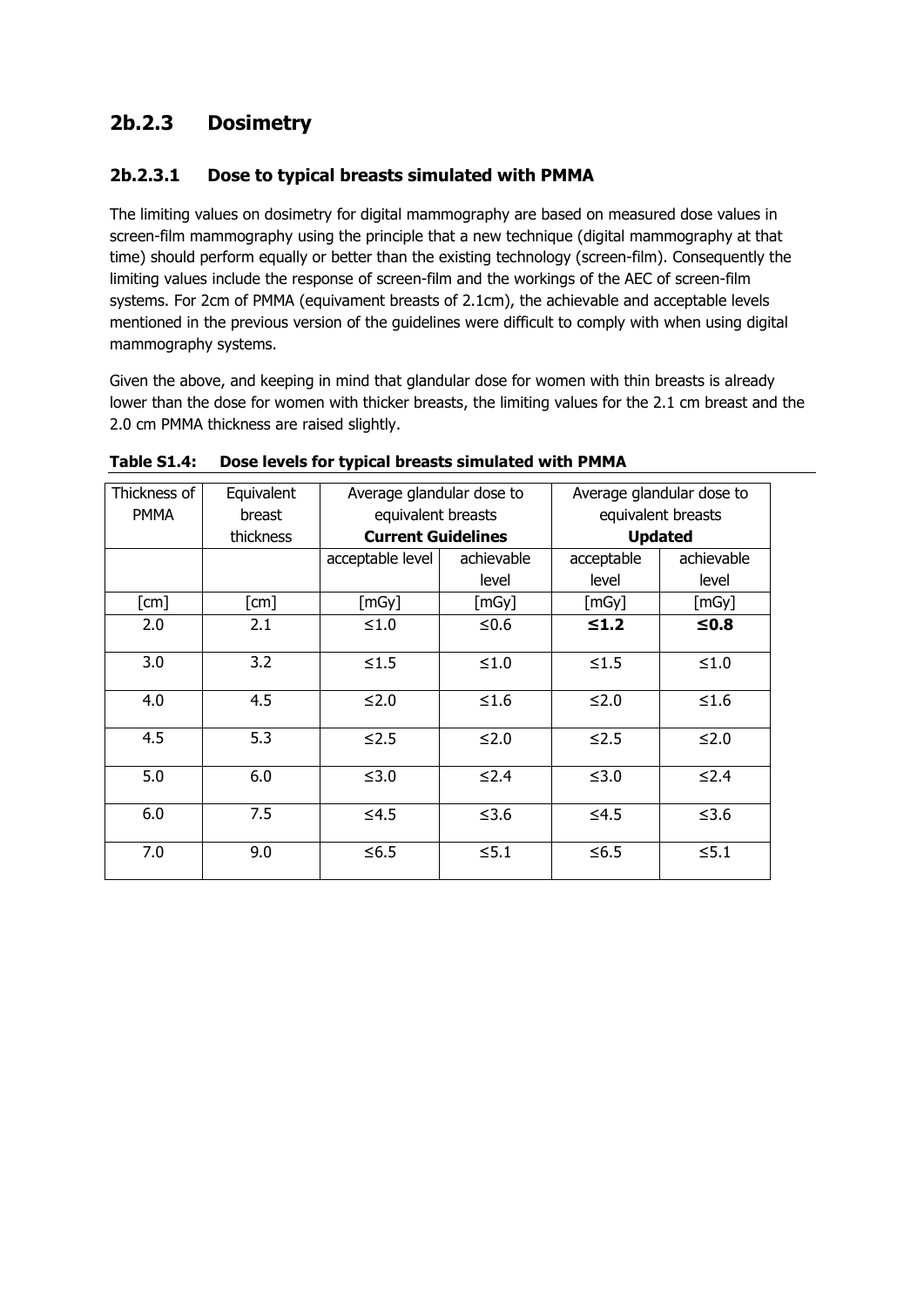## 2b.2.3 Dosimetry

### 2b.2.3.1 Dose to typical breasts simulated with PMMA

The limiting values on dosimetry for digital mammography are based on measured dose values in screen-film mammography using the principle that a new technique (digital mammography at that time) should perform equally or better than the existing technology (screen-film). Consequently the limiting values include the response of screen-film and the workings of the AEC of screen-film systems. For 2cm of PMMA (equivament breasts of 2.1cm), the achievable and acceptable levels mentioned in the previous version of the guidelines were difficult to comply with when using digital mammography systems.

Given the above, and keeping in mind that glandular dose for women with thin breasts is already lower than the dose for women with thicker breasts, the limiting values for the 2.1 cm breast and the 2.0 cm PMMA thickness are raised slightly.

**Table S1.4: Dose levels for typical breasts simulated with PMMA**

| Thickness of PMMA | Equivalent breast thickness | Average glandular dose to equivalent breasts **Current Guidelines** | | Average glandular dose to equivalent breasts **Updated** | |
|---|---|---|---|---|---|
| | | acceptable level | achievable level | acceptable level | achievable level |
| [cm] | [cm] | [mGy] | [mGy] | [mGy] | [mGy] |
| 2.0 | 2.1 | ≤1.0 | ≤0.6 | **≤1.2** | **≤0.8** |
| 3.0 | 3.2 | ≤1.5 | ≤1.0 | ≤1.5 | ≤1.0 |
| 4.0 | 4.5 | ≤2.0 | ≤1.6 | ≤2.0 | ≤1.6 |
| 4.5 | 5.3 | ≤2.5 | ≤2.0 | ≤2.5 | ≤2.0 |
| 5.0 | 6.0 | ≤3.0 | ≤2.4 | ≤3.0 | ≤2.4 |
| 6.0 | 7.5 | ≤4.5 | ≤3.6 | ≤4.5 | ≤3.6 |
| 7.0 | 9.0 | ≤6.5 | ≤5.1 | ≤6.5 | ≤5.1 |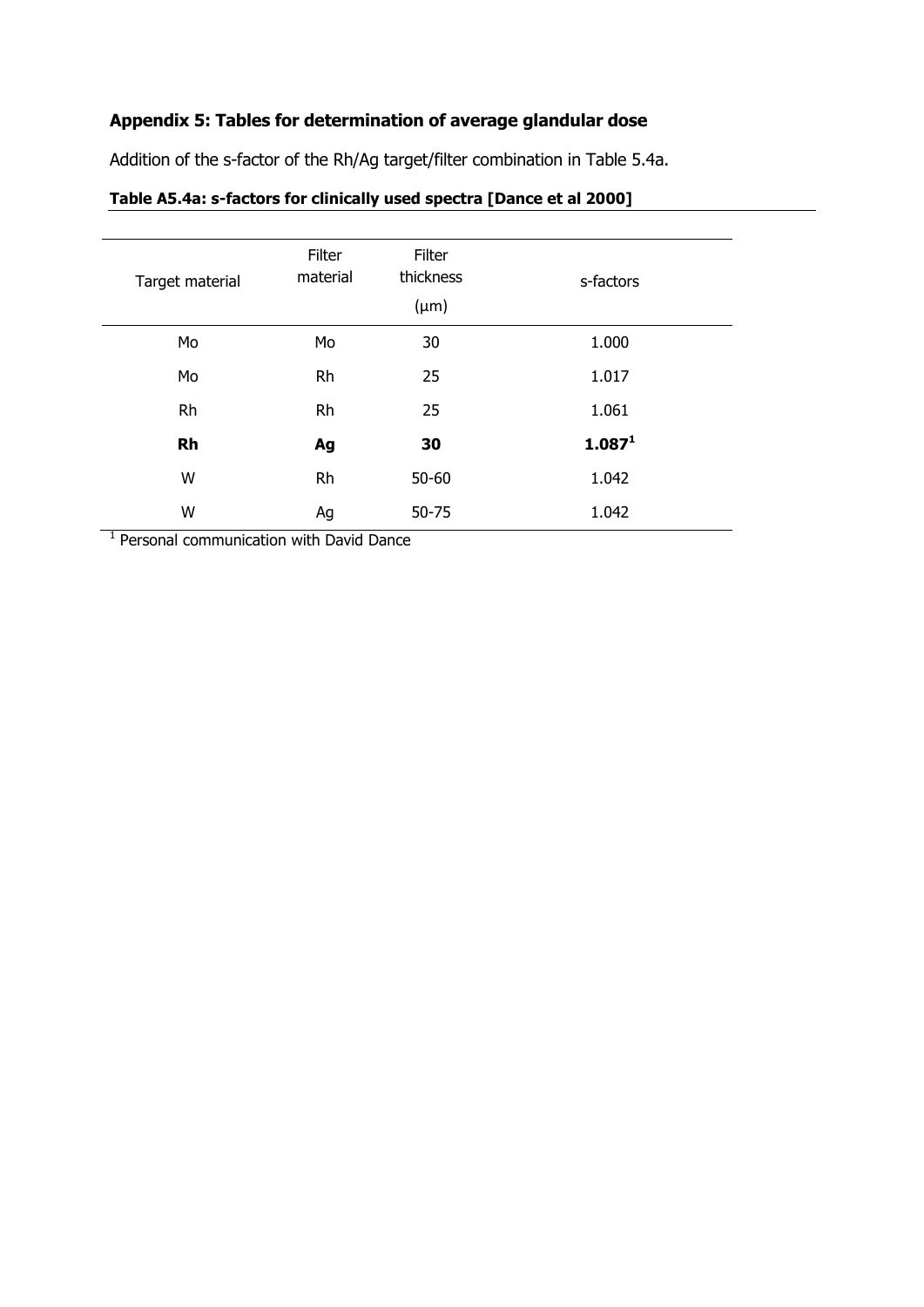## Appendix 5: Tables for determination of average glandular dose

Addition of the s-factor of the Rh/Ag target/filter combination in Table 5.4a.

**Table A5.4a: s-factors for clinically used spectra [Dance et al 2000]**

| Target material | Filter material | Filter thickness (μm) | s-factors |
|---|---|---|---|
| Mo | Mo | 30 | 1.000 |
| Mo | Rh | 25 | 1.017 |
| Rh | Rh | 25 | 1.061 |
| **Rh** | **Ag** | **30** | **1.087**[1] |
| W | Rh | 50-60 | 1.042 |
| W | Ag | 50-75 | 1.042 |

[1] Personal communication with David Dance